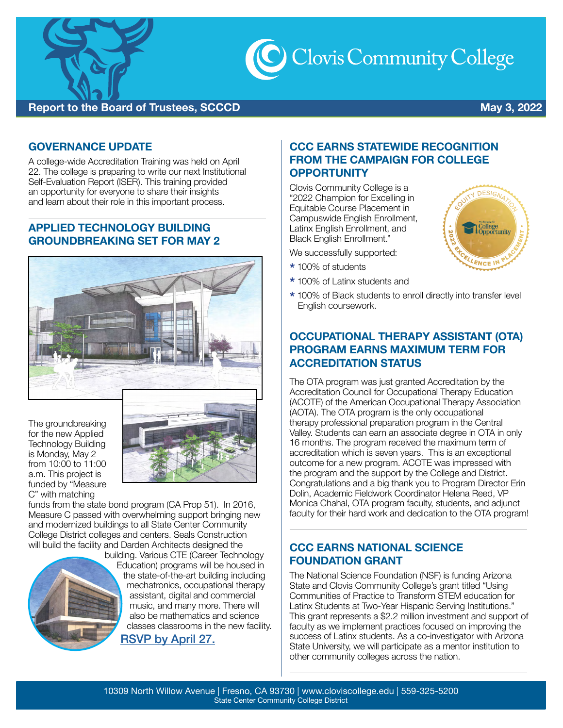# Clovis Community College

**Report to the Board of Trustees, SCCCD** — **May 3, 2022**

## GOVERNANCE UPDATE

A college-wide Accreditation Training was held on April 22. The college is preparing to write our next Institutional Self-Evaluation Report (ISER). This training provided an opportunity for everyone to share their insights and learn about their role in this important process.

## APPLIED TECHNOLOGY BUILDING GROUNDBREAKING SET FOR MAY 2

The groundbreaking for the new Applied Technology Building is Monday, May 2 from 10:00 to 11:00 a.m. This project is funded by "Measure C" with matching funds from the state bond program (CA Prop 51). In 2016, Measure C passed with overwhelming support bringing new and modernized buildings to all State Center Community College District colleges and centers. Seals Construction will build the facility and Darden Architects designed the building. Various CTE (Career Technology Education) programs will be housed in the state-of-the-art building including mechatronics, occupational therapy assistant, digital and commercial music, and many more. There will also be mathematics and science classes classrooms in the new facility.

RSVP by April 27.

## CCC EARNS STATEWIDE RECOGNITION FROM THE CAMPAIGN FOR COLLEGE OPPORTUNITY

Clovis Community College is a "2022 Champion for Excelling in Equitable Course Placement in Campuswide English Enrollment, Latinx English Enrollment, and Black English Enrollment."

We successfully supported:

* 100% of students
* 100% of Latinx students and
* 100% of Black students to enroll directly into transfer level English coursework.

## OCCUPATIONAL THERAPY ASSISTANT (OTA) PROGRAM EARNS MAXIMUM TERM FOR ACCREDITATION STATUS

The OTA program was just granted Accreditation by the Accreditation Council for Occupational Therapy Education (ACOTE) of the American Occupational Therapy Association (AOTA). The OTA program is the only occupational therapy professional preparation program in the Central Valley. Students can earn an associate degree in OTA in only 16 months. The program received the maximum term of accreditation which is seven years. This is an exceptional outcome for a new program. ACOTE was impressed with the program and the support by the College and District. Congratulations and a big thank you to Program Director Erin Dolin, Academic Fieldwork Coordinator Helena Reed, VP Monica Chahal, OTA program faculty, students, and adjunct faculty for their hard work and dedication to the OTA program!

## CCC EARNS NATIONAL SCIENCE FOUNDATION GRANT

The National Science Foundation (NSF) is funding Arizona State and Clovis Community College's grant titled "Using Communities of Practice to Transform STEM education for Latinx Students at Two-Year Hispanic Serving Institutions." This grant represents a $2.2 million investment and support of faculty as we implement practices focused on improving the success of Latinx students. As a co-investigator with Arizona State University, we will participate as a mentor institution to other community colleges across the nation.

10309 North Willow Avenue | Fresno, CA 93730 | www.cloviscollege.edu | 559-325-5200
State Center Community College District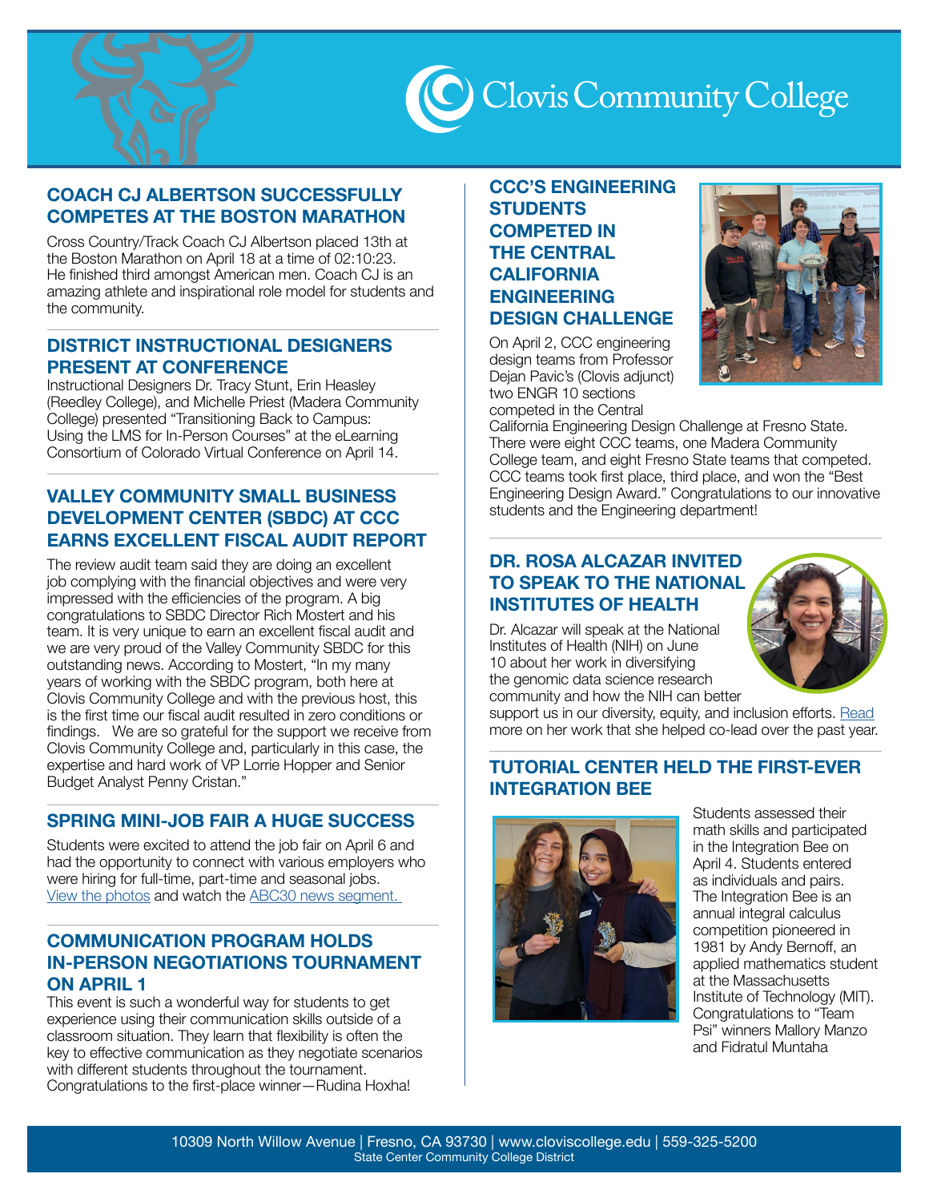Clovis Community College

## COACH CJ ALBERTSON SUCCESSFULLY COMPETES AT THE BOSTON MARATHON

Cross Country/Track Coach CJ Albertson placed 13th at the Boston Marathon on April 18 at a time of 02:10:23. He finished third amongst American men. Coach CJ is an amazing athlete and inspirational role model for students and the community.

## DISTRICT INSTRUCTIONAL DESIGNERS PRESENT AT CONFERENCE

Instructional Designers Dr. Tracy Stunt, Erin Heasley (Reedley College), and Michelle Priest (Madera Community College) presented "Transitioning Back to Campus: Using the LMS for In-Person Courses" at the eLearning Consortium of Colorado Virtual Conference on April 14.

## VALLEY COMMUNITY SMALL BUSINESS DEVELOPMENT CENTER (SBDC) AT CCC EARNS EXCELLENT FISCAL AUDIT REPORT

The review audit team said they are doing an excellent job complying with the financial objectives and were very impressed with the efficiencies of the program. A big congratulations to SBDC Director Rich Mostert and his team. It is very unique to earn an excellent fiscal audit and we are very proud of the Valley Community SBDC for this outstanding news. According to Mostert, "In my many years of working with the SBDC program, both here at Clovis Community College and with the previous host, this is the first time our fiscal audit resulted in zero conditions or findings. We are so grateful for the support we receive from Clovis Community College and, particularly in this case, the expertise and hard work of VP Lorrie Hopper and Senior Budget Analyst Penny Cristan."

## SPRING MINI-JOB FAIR A HUGE SUCCESS

Students were excited to attend the job fair on April 6 and had the opportunity to connect with various employers who were hiring for full-time, part-time and seasonal jobs. View the photos and watch the ABC30 news segment.

## COMMUNICATION PROGRAM HOLDS IN-PERSON NEGOTIATIONS TOURNAMENT ON APRIL 1

This event is such a wonderful way for students to get experience using their communication skills outside of a classroom situation. They learn that flexibility is often the key to effective communication as they negotiate scenarios with different students throughout the tournament. Congratulations to the first-place winner—Rudina Hoxha!

## CCC'S ENGINEERING STUDENTS COMPETED IN THE CENTRAL CALIFORNIA ENGINEERING DESIGN CHALLENGE

On April 2, CCC engineering design teams from Professor Dejan Pavic's (Clovis adjunct) two ENGR 10 sections competed in the Central California Engineering Design Challenge at Fresno State. There were eight CCC teams, one Madera Community College team, and eight Fresno State teams that competed. CCC teams took first place, third place, and won the "Best Engineering Design Award." Congratulations to our innovative students and the Engineering department!

## DR. ROSA ALCAZAR INVITED TO SPEAK TO THE NATIONAL INSTITUTES OF HEALTH

Dr. Alcazar will speak at the National Institutes of Health (NIH) on June 10 about her work in diversifying the genomic data science research community and how the NIH can better support us in our diversity, equity, and inclusion efforts. Read more on her work that she helped co-lead over the past year.

## TUTORIAL CENTER HELD THE FIRST-EVER INTEGRATION BEE

Students assessed their math skills and participated in the Integration Bee on April 4. Students entered as individuals and pairs. The Integration Bee is an annual integral calculus competition pioneered in 1981 by Andy Bernoff, an applied mathematics student at the Massachusetts Institute of Technology (MIT). Congratulations to "Team Psi" winners Mallory Manzo and Fidratul Muntaha

10309 North Willow Avenue | Fresno, CA 93730 | www.cloviscollege.edu | 559-325-5200
State Center Community College District